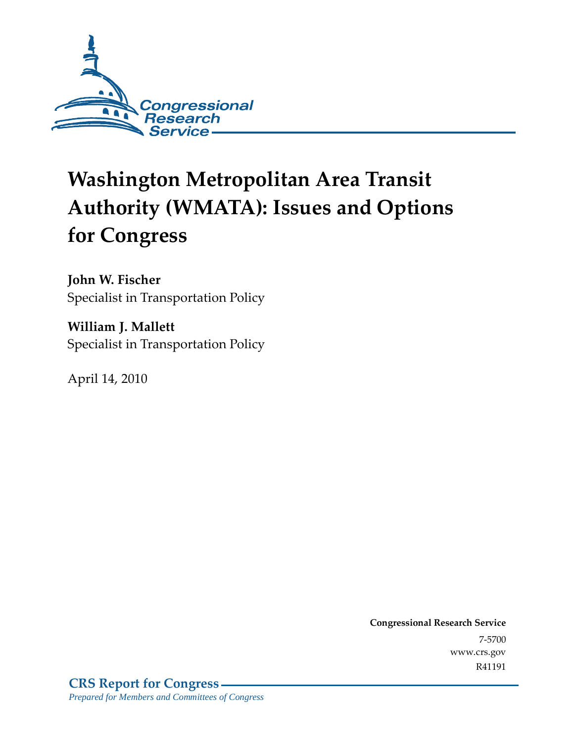Congressional Research Service

# Washington Metropolitan Area Transit Authority (WMATA): Issues and Options for Congress

**John W. Fischer**
Specialist in Transportation Policy

**William J. Mallett**
Specialist in Transportation Policy

April 14, 2010

**Congressional Research Service**
7-5700
www.crs.gov
R41191

**CRS Report for Congress**
*Prepared for Members and Committees of Congress*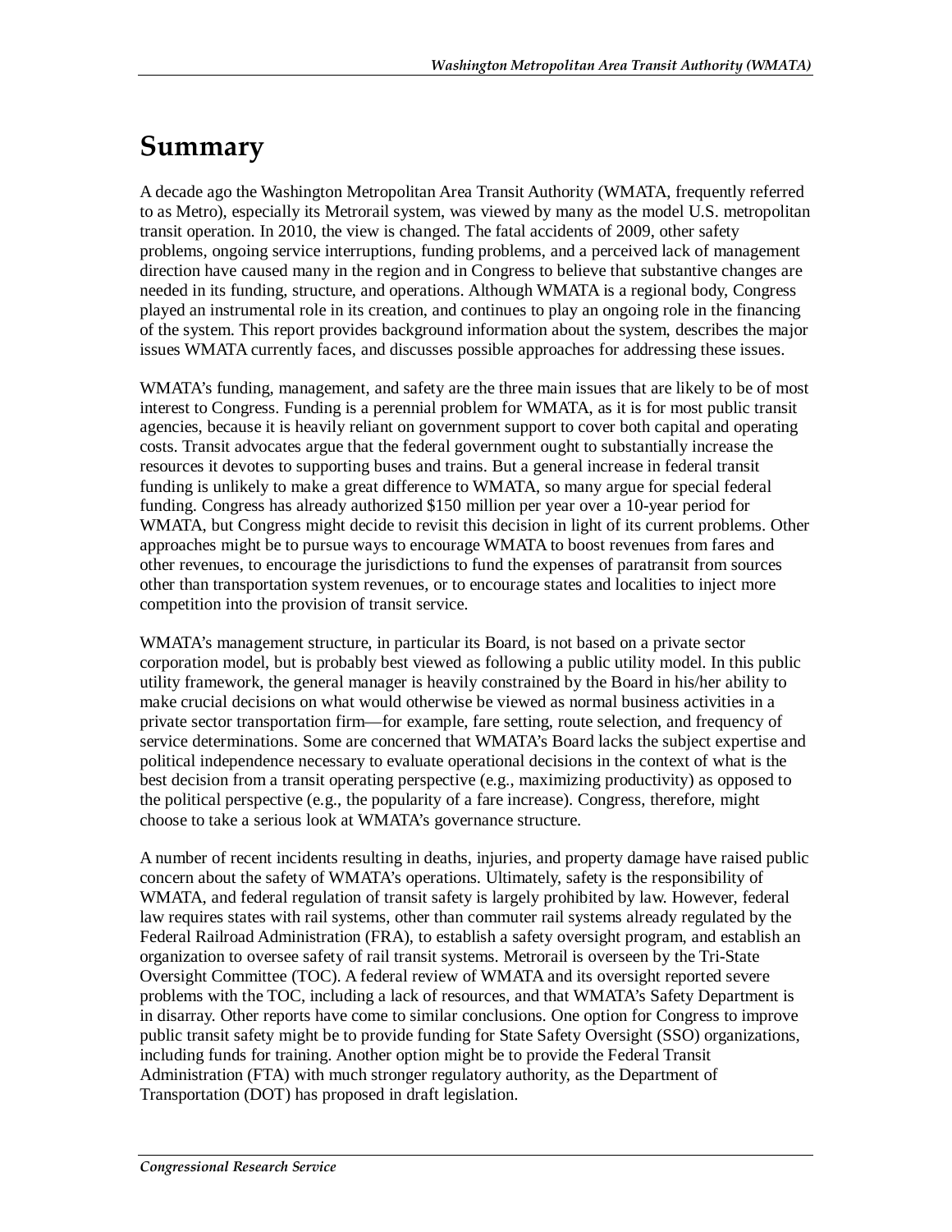# Summary

A decade ago the Washington Metropolitan Area Transit Authority (WMATA, frequently referred to as Metro), especially its Metrorail system, was viewed by many as the model U.S. metropolitan transit operation. In 2010, the view is changed. The fatal accidents of 2009, other safety problems, ongoing service interruptions, funding problems, and a perceived lack of management direction have caused many in the region and in Congress to believe that substantive changes are needed in its funding, structure, and operations. Although WMATA is a regional body, Congress played an instrumental role in its creation, and continues to play an ongoing role in the financing of the system. This report provides background information about the system, describes the major issues WMATA currently faces, and discusses possible approaches for addressing these issues.

WMATA's funding, management, and safety are the three main issues that are likely to be of most interest to Congress. Funding is a perennial problem for WMATA, as it is for most public transit agencies, because it is heavily reliant on government support to cover both capital and operating costs. Transit advocates argue that the federal government ought to substantially increase the resources it devotes to supporting buses and trains. But a general increase in federal transit funding is unlikely to make a great difference to WMATA, so many argue for special federal funding. Congress has already authorized $150 million per year over a 10-year period for WMATA, but Congress might decide to revisit this decision in light of its current problems. Other approaches might be to pursue ways to encourage WMATA to boost revenues from fares and other revenues, to encourage the jurisdictions to fund the expenses of paratransit from sources other than transportation system revenues, or to encourage states and localities to inject more competition into the provision of transit service.

WMATA's management structure, in particular its Board, is not based on a private sector corporation model, but is probably best viewed as following a public utility model. In this public utility framework, the general manager is heavily constrained by the Board in his/her ability to make crucial decisions on what would otherwise be viewed as normal business activities in a private sector transportation firm—for example, fare setting, route selection, and frequency of service determinations. Some are concerned that WMATA's Board lacks the subject expertise and political independence necessary to evaluate operational decisions in the context of what is the best decision from a transit operating perspective (e.g., maximizing productivity) as opposed to the political perspective (e.g., the popularity of a fare increase). Congress, therefore, might choose to take a serious look at WMATA's governance structure.

A number of recent incidents resulting in deaths, injuries, and property damage have raised public concern about the safety of WMATA's operations. Ultimately, safety is the responsibility of WMATA, and federal regulation of transit safety is largely prohibited by law. However, federal law requires states with rail systems, other than commuter rail systems already regulated by the Federal Railroad Administration (FRA), to establish a safety oversight program, and establish an organization to oversee safety of rail transit systems. Metrorail is overseen by the Tri-State Oversight Committee (TOC). A federal review of WMATA and its oversight reported severe problems with the TOC, including a lack of resources, and that WMATA's Safety Department is in disarray. Other reports have come to similar conclusions. One option for Congress to improve public transit safety might be to provide funding for State Safety Oversight (SSO) organizations, including funds for training. Another option might be to provide the Federal Transit Administration (FTA) with much stronger regulatory authority, as the Department of Transportation (DOT) has proposed in draft legislation.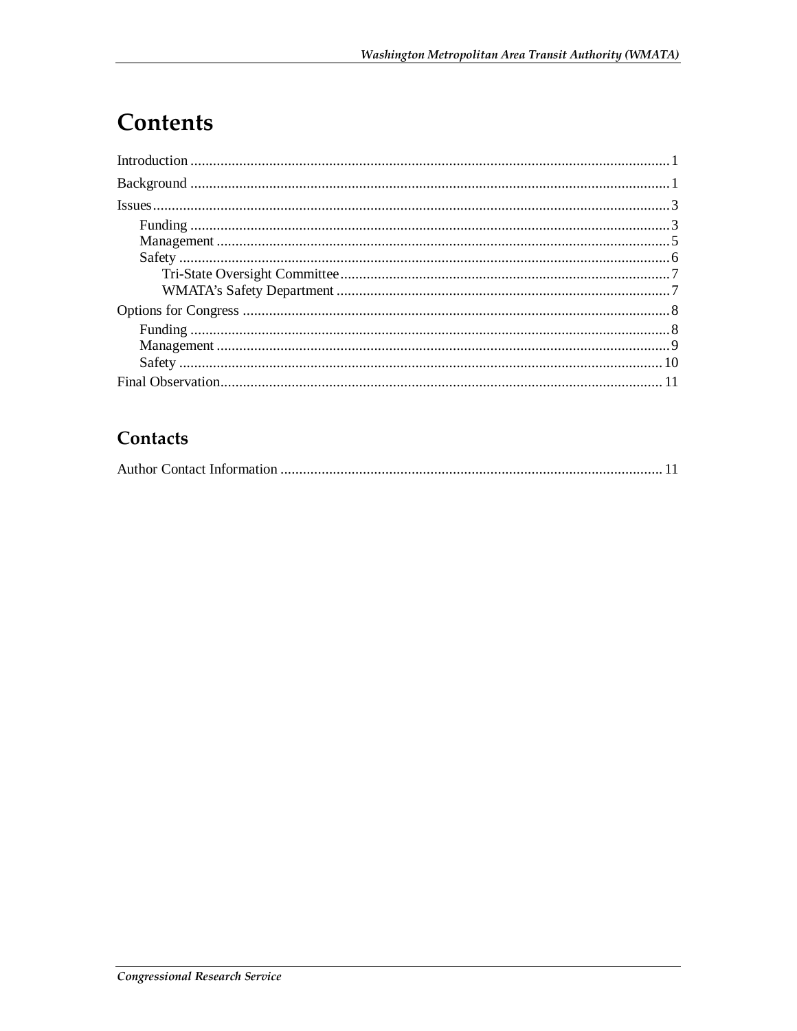# Contents

Introduction ... 1

Background ... 1

Issues ... 3

- Funding ... 3
- Management ... 5
- Safety ... 6
    - Tri-State Oversight Committee ... 7
    - WMATA's Safety Department ... 7

Options for Congress ... 8

- Funding ... 8
- Management ... 9
- Safety ... 10

Final Observation ... 11

## Contacts

Author Contact Information ... 11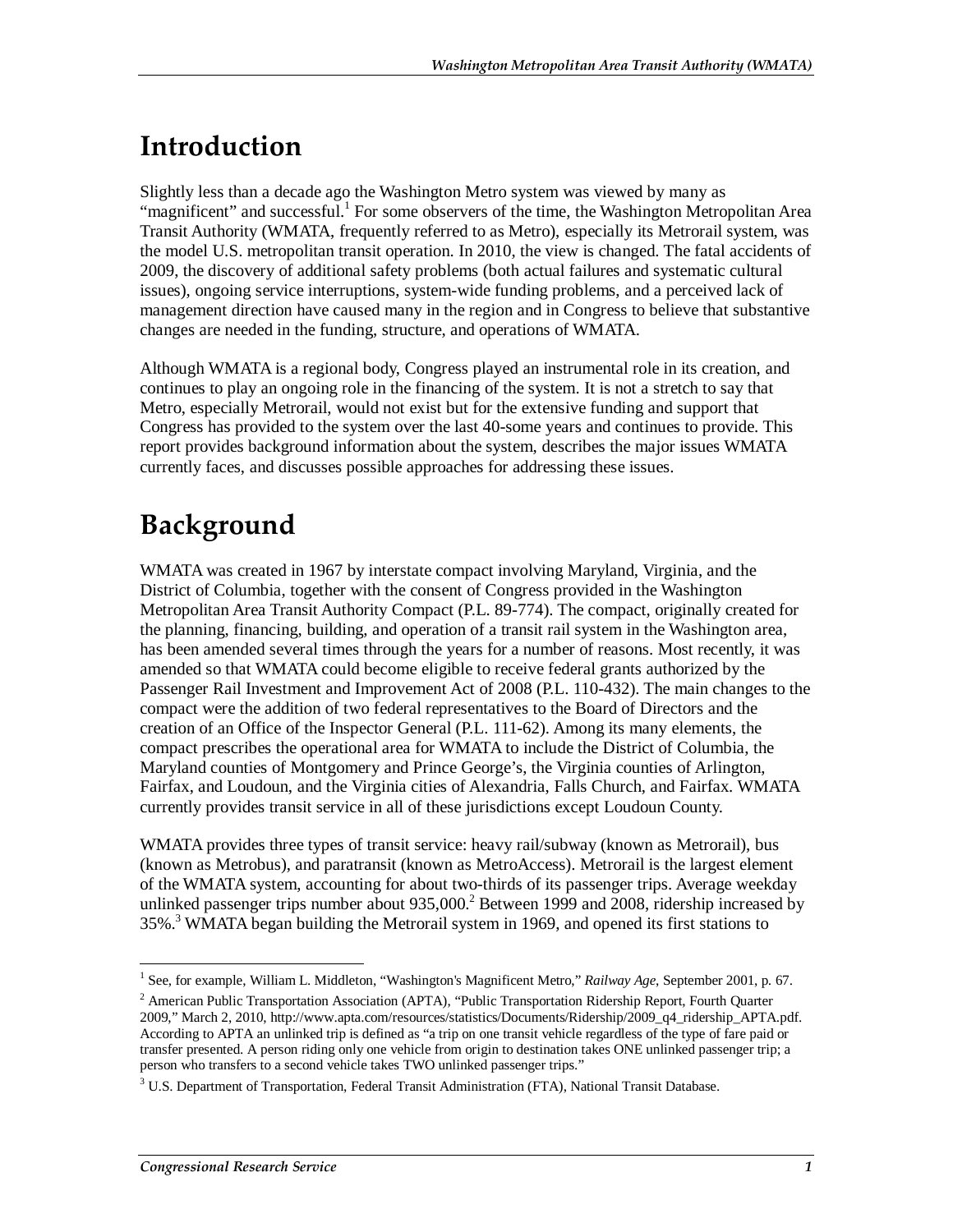# Introduction

Slightly less than a decade ago the Washington Metro system was viewed by many as "magnificent" and successful.[1] For some observers of the time, the Washington Metropolitan Area Transit Authority (WMATA, frequently referred to as Metro), especially its Metrorail system, was the model U.S. metropolitan transit operation. In 2010, the view is changed. The fatal accidents of 2009, the discovery of additional safety problems (both actual failures and systematic cultural issues), ongoing service interruptions, system-wide funding problems, and a perceived lack of management direction have caused many in the region and in Congress to believe that substantive changes are needed in the funding, structure, and operations of WMATA.

Although WMATA is a regional body, Congress played an instrumental role in its creation, and continues to play an ongoing role in the financing of the system. It is not a stretch to say that Metro, especially Metrorail, would not exist but for the extensive funding and support that Congress has provided to the system over the last 40-some years and continues to provide. This report provides background information about the system, describes the major issues WMATA currently faces, and discusses possible approaches for addressing these issues.

# Background

WMATA was created in 1967 by interstate compact involving Maryland, Virginia, and the District of Columbia, together with the consent of Congress provided in the Washington Metropolitan Area Transit Authority Compact (P.L. 89-774). The compact, originally created for the planning, financing, building, and operation of a transit rail system in the Washington area, has been amended several times through the years for a number of reasons. Most recently, it was amended so that WMATA could become eligible to receive federal grants authorized by the Passenger Rail Investment and Improvement Act of 2008 (P.L. 110-432). The main changes to the compact were the addition of two federal representatives to the Board of Directors and the creation of an Office of the Inspector General (P.L. 111-62). Among its many elements, the compact prescribes the operational area for WMATA to include the District of Columbia, the Maryland counties of Montgomery and Prince George's, the Virginia counties of Arlington, Fairfax, and Loudoun, and the Virginia cities of Alexandria, Falls Church, and Fairfax. WMATA currently provides transit service in all of these jurisdictions except Loudoun County.

WMATA provides three types of transit service: heavy rail/subway (known as Metrorail), bus (known as Metrobus), and paratransit (known as MetroAccess). Metrorail is the largest element of the WMATA system, accounting for about two-thirds of its passenger trips. Average weekday unlinked passenger trips number about 935,000.[2] Between 1999 and 2008, ridership increased by 35%.[3] WMATA began building the Metrorail system in 1969, and opened its first stations to

---

[1] See, for example, William L. Middleton, "Washington's Magnificent Metro," *Railway Age*, September 2001, p. 67.

[2] American Public Transportation Association (APTA), "Public Transportation Ridership Report, Fourth Quarter 2009," March 2, 2010, http://www.apta.com/resources/statistics/Documents/Ridership/2009_q4_ridership_APTA.pdf. According to APTA an unlinked trip is defined as "a trip on one transit vehicle regardless of the type of fare paid or transfer presented. A person riding only one vehicle from origin to destination takes ONE unlinked passenger trip; a person who transfers to a second vehicle takes TWO unlinked passenger trips."

[3] U.S. Department of Transportation, Federal Transit Administration (FTA), National Transit Database.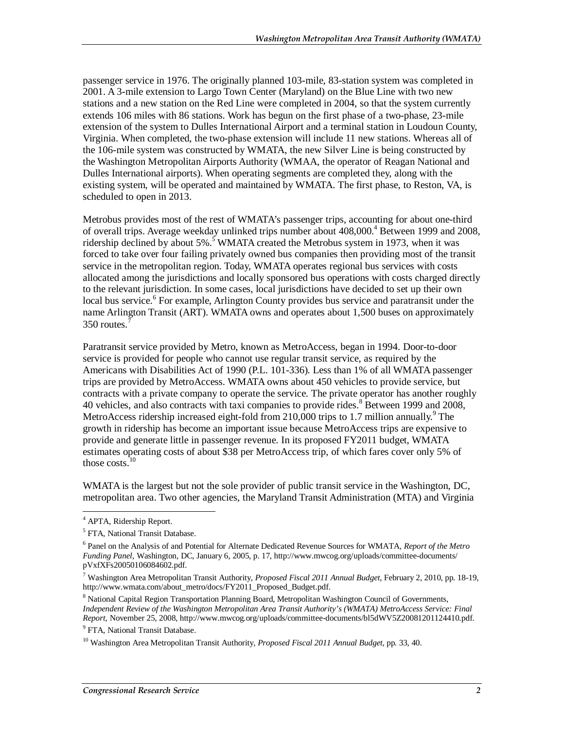passenger service in 1976. The originally planned 103-mile, 83-station system was completed in 2001. A 3-mile extension to Largo Town Center (Maryland) on the Blue Line with two new stations and a new station on the Red Line were completed in 2004, so that the system currently extends 106 miles with 86 stations. Work has begun on the first phase of a two-phase, 23-mile extension of the system to Dulles International Airport and a terminal station in Loudoun County, Virginia. When completed, the two-phase extension will include 11 new stations. Whereas all of the 106-mile system was constructed by WMATA, the new Silver Line is being constructed by the Washington Metropolitan Airports Authority (WMAA, the operator of Reagan National and Dulles International airports). When operating segments are completed they, along with the existing system, will be operated and maintained by WMATA. The first phase, to Reston, VA, is scheduled to open in 2013.

Metrobus provides most of the rest of WMATA's passenger trips, accounting for about one-third of overall trips. Average weekday unlinked trips number about 408,000.[4] Between 1999 and 2008, ridership declined by about 5%.[5] WMATA created the Metrobus system in 1973, when it was forced to take over four failing privately owned bus companies then providing most of the transit service in the metropolitan region. Today, WMATA operates regional bus services with costs allocated among the jurisdictions and locally sponsored bus operations with costs charged directly to the relevant jurisdiction. In some cases, local jurisdictions have decided to set up their own local bus service.[6] For example, Arlington County provides bus service and paratransit under the name Arlington Transit (ART). WMATA owns and operates about 1,500 buses on approximately 350 routes.[7]

Paratransit service provided by Metro, known as MetroAccess, began in 1994. Door-to-door service is provided for people who cannot use regular transit service, as required by the Americans with Disabilities Act of 1990 (P.L. 101-336). Less than 1% of all WMATA passenger trips are provided by MetroAccess. WMATA owns about 450 vehicles to provide service, but contracts with a private company to operate the service. The private operator has another roughly 40 vehicles, and also contracts with taxi companies to provide rides.[8] Between 1999 and 2008, MetroAccess ridership increased eight-fold from 210,000 trips to 1.7 million annually.[9] The growth in ridership has become an important issue because MetroAccess trips are expensive to provide and generate little in passenger revenue. In its proposed FY2011 budget, WMATA estimates operating costs of about $38 per MetroAccess trip, of which fares cover only 5% of those costs.[10]

WMATA is the largest but not the sole provider of public transit service in the Washington, DC, metropolitan area. Two other agencies, the Maryland Transit Administration (MTA) and Virginia

---

[4] APTA, Ridership Report.

[5] FTA, National Transit Database.

[6] Panel on the Analysis of and Potential for Alternate Dedicated Revenue Sources for WMATA, *Report of the Metro Funding Panel*, Washington, DC, January 6, 2005, p. 17, http://www.mwcog.org/uploads/committee-documents/pVxfXFs20050106084602.pdf.

[7] Washington Area Metropolitan Transit Authority, *Proposed Fiscal 2011 Annual Budget*, February 2, 2010, pp. 18-19, http://www.wmata.com/about_metro/docs/FY2011_Proposed_Budget.pdf.

[8] National Capital Region Transportation Planning Board, Metropolitan Washington Council of Governments, *Independent Review of the Washington Metropolitan Area Transit Authority's (WMATA) MetroAccess Service: Final Report*, November 25, 2008, http://www.mwcog.org/uploads/committee-documents/bl5dWV5Z20081201124410.pdf.

[9] FTA, National Transit Database.

[10] Washington Area Metropolitan Transit Authority, *Proposed Fiscal 2011 Annual Budget*, pp. 33, 40.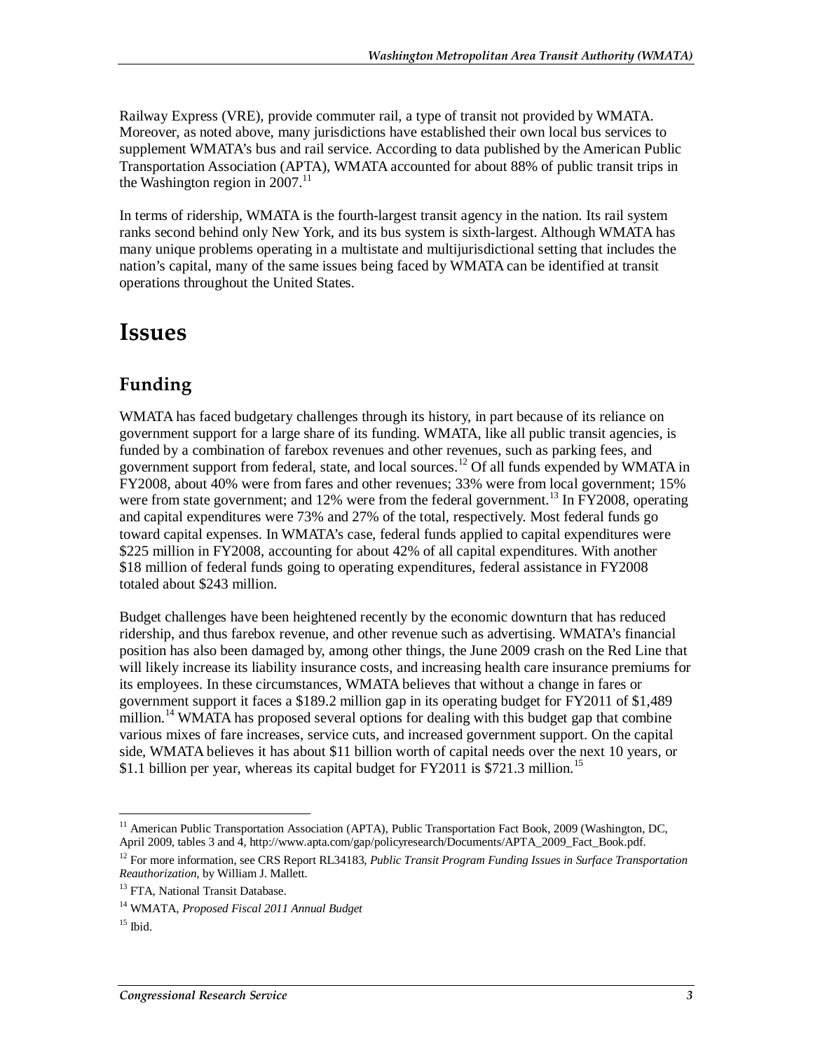Railway Express (VRE), provide commuter rail, a type of transit not provided by WMATA. Moreover, as noted above, many jurisdictions have established their own local bus services to supplement WMATA's bus and rail service. According to data published by the American Public Transportation Association (APTA), WMATA accounted for about 88% of public transit trips in the Washington region in 2007.[11]

In terms of ridership, WMATA is the fourth-largest transit agency in the nation. Its rail system ranks second behind only New York, and its bus system is sixth-largest. Although WMATA has many unique problems operating in a multistate and multijurisdictional setting that includes the nation's capital, many of the same issues being faced by WMATA can be identified at transit operations throughout the United States.

# Issues

## Funding

WMATA has faced budgetary challenges through its history, in part because of its reliance on government support for a large share of its funding. WMATA, like all public transit agencies, is funded by a combination of farebox revenues and other revenues, such as parking fees, and government support from federal, state, and local sources.[12] Of all funds expended by WMATA in FY2008, about 40% were from fares and other revenues; 33% were from local government; 15% were from state government; and 12% were from the federal government.[13] In FY2008, operating and capital expenditures were 73% and 27% of the total, respectively. Most federal funds go toward capital expenses. In WMATA's case, federal funds applied to capital expenditures were $225 million in FY2008, accounting for about 42% of all capital expenditures. With another $18 million of federal funds going to operating expenditures, federal assistance in FY2008 totaled about $243 million.

Budget challenges have been heightened recently by the economic downturn that has reduced ridership, and thus farebox revenue, and other revenue such as advertising. WMATA's financial position has also been damaged by, among other things, the June 2009 crash on the Red Line that will likely increase its liability insurance costs, and increasing health care insurance premiums for its employees. In these circumstances, WMATA believes that without a change in fares or government support it faces a $189.2 million gap in its operating budget for FY2011 of $1,489 million.[14] WMATA has proposed several options for dealing with this budget gap that combine various mixes of fare increases, service cuts, and increased government support. On the capital side, WMATA believes it has about $11 billion worth of capital needs over the next 10 years, or $1.1 billion per year, whereas its capital budget for FY2011 is $721.3 million.[15]

---

[11] American Public Transportation Association (APTA), Public Transportation Fact Book, 2009 (Washington, DC, April 2009, tables 3 and 4, http://www.apta.com/gap/policyresearch/Documents/APTA_2009_Fact_Book.pdf.

[12] For more information, see CRS Report RL34183, *Public Transit Program Funding Issues in Surface Transportation Reauthorization*, by William J. Mallett.

[13] FTA, National Transit Database.

[14] WMATA, *Proposed Fiscal 2011 Annual Budget*

[15] Ibid.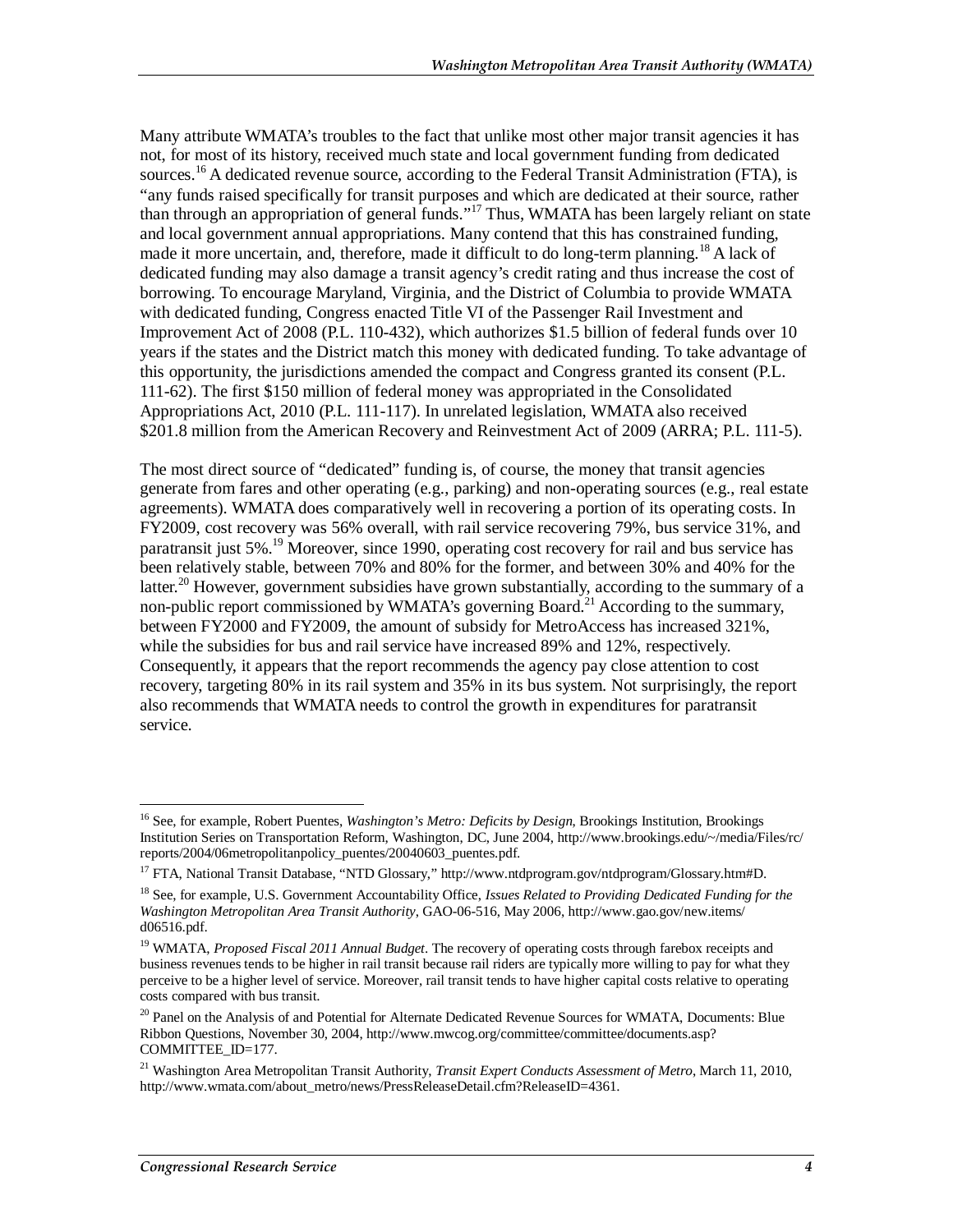Many attribute WMATA's troubles to the fact that unlike most other major transit agencies it has not, for most of its history, received much state and local government funding from dedicated sources.[16] A dedicated revenue source, according to the Federal Transit Administration (FTA), is "any funds raised specifically for transit purposes and which are dedicated at their source, rather than through an appropriation of general funds."[17] Thus, WMATA has been largely reliant on state and local government annual appropriations. Many contend that this has constrained funding, made it more uncertain, and, therefore, made it difficult to do long-term planning.[18] A lack of dedicated funding may also damage a transit agency's credit rating and thus increase the cost of borrowing. To encourage Maryland, Virginia, and the District of Columbia to provide WMATA with dedicated funding, Congress enacted Title VI of the Passenger Rail Investment and Improvement Act of 2008 (P.L. 110-432), which authorizes $1.5 billion of federal funds over 10 years if the states and the District match this money with dedicated funding. To take advantage of this opportunity, the jurisdictions amended the compact and Congress granted its consent (P.L. 111-62). The first $150 million of federal money was appropriated in the Consolidated Appropriations Act, 2010 (P.L. 111-117). In unrelated legislation, WMATA also received $201.8 million from the American Recovery and Reinvestment Act of 2009 (ARRA; P.L. 111-5).

The most direct source of "dedicated" funding is, of course, the money that transit agencies generate from fares and other operating (e.g., parking) and non-operating sources (e.g., real estate agreements). WMATA does comparatively well in recovering a portion of its operating costs. In FY2009, cost recovery was 56% overall, with rail service recovering 79%, bus service 31%, and paratransit just 5%.[19] Moreover, since 1990, operating cost recovery for rail and bus service has been relatively stable, between 70% and 80% for the former, and between 30% and 40% for the latter.[20] However, government subsidies have grown substantially, according to the summary of a non-public report commissioned by WMATA's governing Board.[21] According to the summary, between FY2000 and FY2009, the amount of subsidy for MetroAccess has increased 321%, while the subsidies for bus and rail service have increased 89% and 12%, respectively. Consequently, it appears that the report recommends the agency pay close attention to cost recovery, targeting 80% in its rail system and 35% in its bus system. Not surprisingly, the report also recommends that WMATA needs to control the growth in expenditures for paratransit service.

---

[16] See, for example, Robert Puentes, *Washington's Metro: Deficits by Design*, Brookings Institution, Brookings Institution Series on Transportation Reform, Washington, DC, June 2004, http://www.brookings.edu/~/media/Files/rc/reports/2004/06metropolitanpolicy_puentes/20040603_puentes.pdf.

[17] FTA, National Transit Database, "NTD Glossary," http://www.ntdprogram.gov/ntdprogram/Glossary.htm#D.

[18] See, for example, U.S. Government Accountability Office, *Issues Related to Providing Dedicated Funding for the Washington Metropolitan Area Transit Authority*, GAO-06-516, May 2006, http://www.gao.gov/new.items/d06516.pdf.

[19] WMATA, *Proposed Fiscal 2011 Annual Budget*. The recovery of operating costs through farebox receipts and business revenues tends to be higher in rail transit because rail riders are typically more willing to pay for what they perceive to be a higher level of service. Moreover, rail transit tends to have higher capital costs relative to operating costs compared with bus transit.

[20] Panel on the Analysis of and Potential for Alternate Dedicated Revenue Sources for WMATA, Documents: Blue Ribbon Questions, November 30, 2004, http://www.mwcog.org/committee/committee/documents.asp?COMMITTEE_ID=177.

[21] Washington Area Metropolitan Transit Authority, *Transit Expert Conducts Assessment of Metro*, March 11, 2010, http://www.wmata.com/about_metro/news/PressReleaseDetail.cfm?ReleaseID=4361.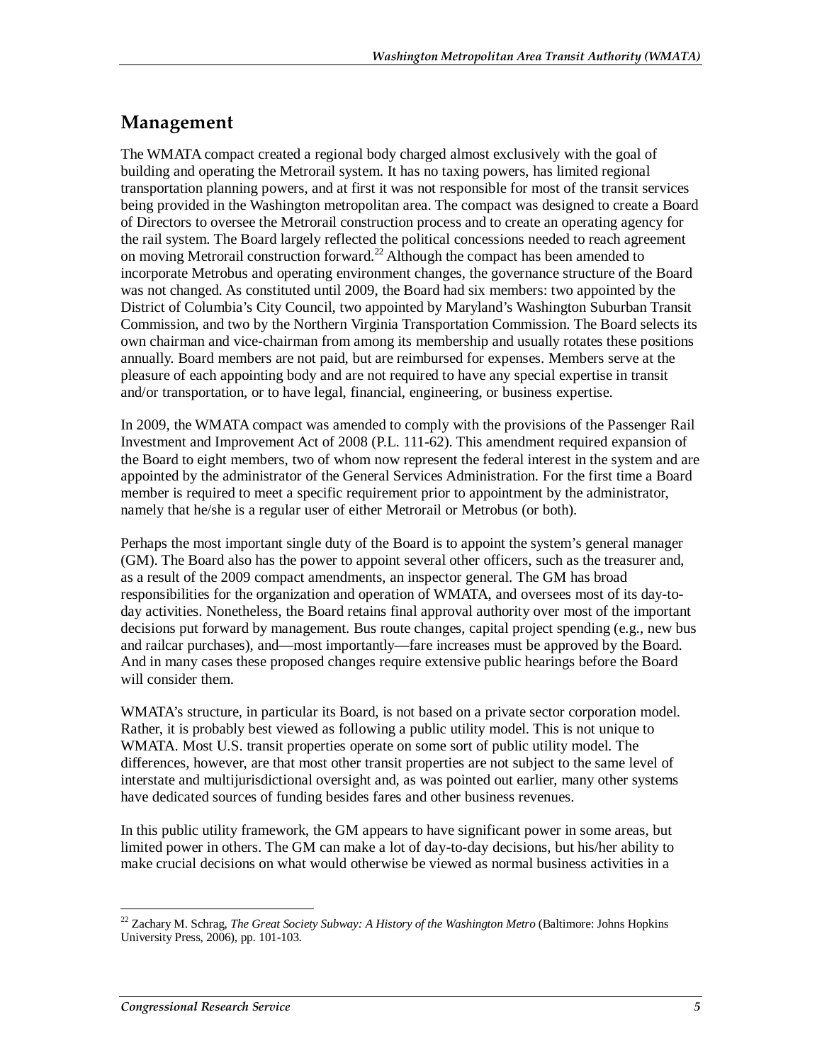## Management

The WMATA compact created a regional body charged almost exclusively with the goal of building and operating the Metrorail system. It has no taxing powers, has limited regional transportation planning powers, and at first it was not responsible for most of the transit services being provided in the Washington metropolitan area. The compact was designed to create a Board of Directors to oversee the Metrorail construction process and to create an operating agency for the rail system. The Board largely reflected the political concessions needed to reach agreement on moving Metrorail construction forward.[22] Although the compact has been amended to incorporate Metrobus and operating environment changes, the governance structure of the Board was not changed. As constituted until 2009, the Board had six members: two appointed by the District of Columbia's City Council, two appointed by Maryland's Washington Suburban Transit Commission, and two by the Northern Virginia Transportation Commission. The Board selects its own chairman and vice-chairman from among its membership and usually rotates these positions annually. Board members are not paid, but are reimbursed for expenses. Members serve at the pleasure of each appointing body and are not required to have any special expertise in transit and/or transportation, or to have legal, financial, engineering, or business expertise.

In 2009, the WMATA compact was amended to comply with the provisions of the Passenger Rail Investment and Improvement Act of 2008 (P.L. 111-62). This amendment required expansion of the Board to eight members, two of whom now represent the federal interest in the system and are appointed by the administrator of the General Services Administration. For the first time a Board member is required to meet a specific requirement prior to appointment by the administrator, namely that he/she is a regular user of either Metrorail or Metrobus (or both).

Perhaps the most important single duty of the Board is to appoint the system's general manager (GM). The Board also has the power to appoint several other officers, such as the treasurer and, as a result of the 2009 compact amendments, an inspector general. The GM has broad responsibilities for the organization and operation of WMATA, and oversees most of its day-to-day activities. Nonetheless, the Board retains final approval authority over most of the important decisions put forward by management. Bus route changes, capital project spending (e.g., new bus and railcar purchases), and—most importantly—fare increases must be approved by the Board. And in many cases these proposed changes require extensive public hearings before the Board will consider them.

WMATA's structure, in particular its Board, is not based on a private sector corporation model. Rather, it is probably best viewed as following a public utility model. This is not unique to WMATA. Most U.S. transit properties operate on some sort of public utility model. The differences, however, are that most other transit properties are not subject to the same level of interstate and multijurisdictional oversight and, as was pointed out earlier, many other systems have dedicated sources of funding besides fares and other business revenues.

In this public utility framework, the GM appears to have significant power in some areas, but limited power in others. The GM can make a lot of day-to-day decisions, but his/her ability to make crucial decisions on what would otherwise be viewed as normal business activities in a

[22] Zachary M. Schrag, *The Great Society Subway: A History of the Washington Metro* (Baltimore: Johns Hopkins University Press, 2006), pp. 101-103.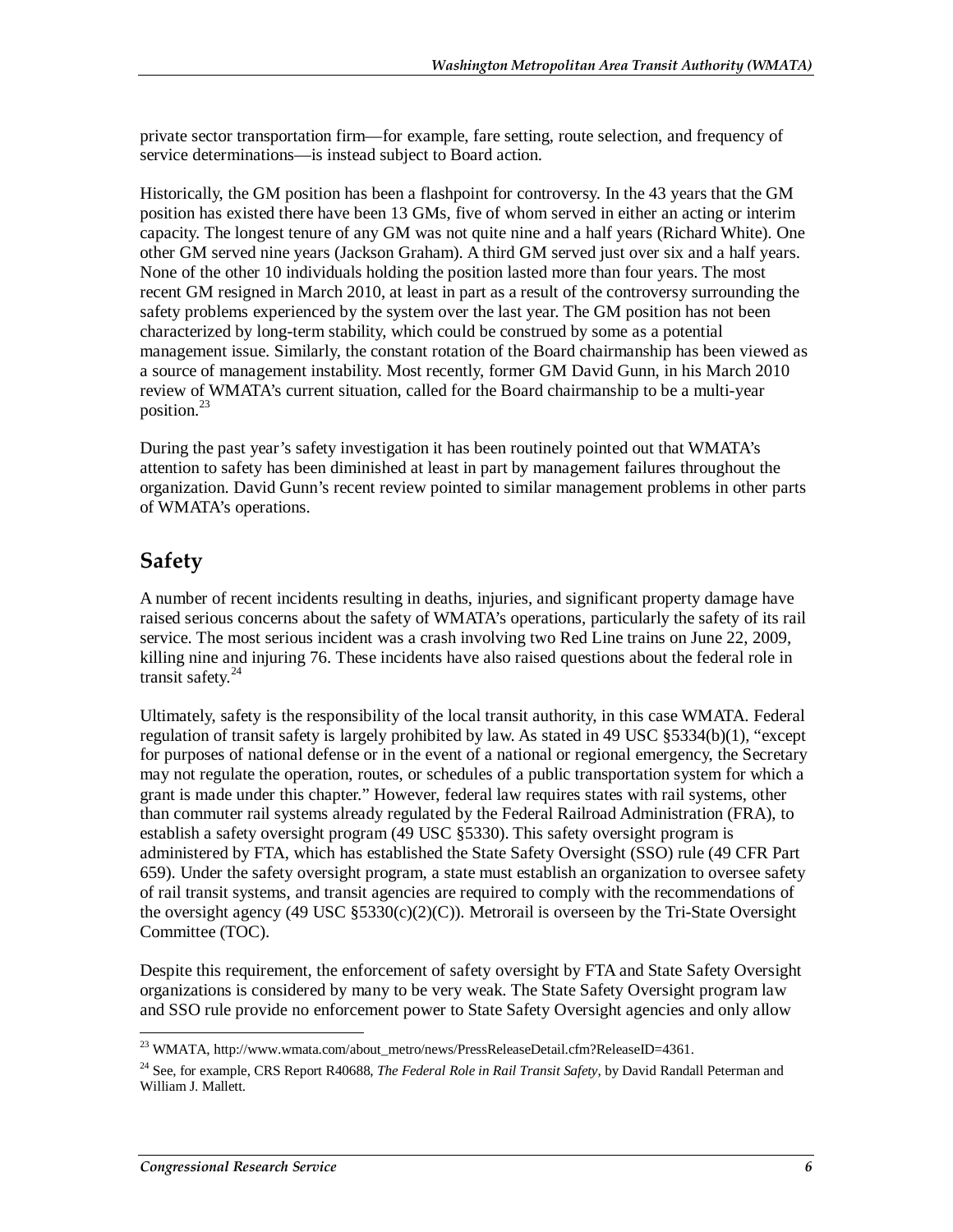private sector transportation firm—for example, fare setting, route selection, and frequency of service determinations—is instead subject to Board action.

Historically, the GM position has been a flashpoint for controversy. In the 43 years that the GM position has existed there have been 13 GMs, five of whom served in either an acting or interim capacity. The longest tenure of any GM was not quite nine and a half years (Richard White). One other GM served nine years (Jackson Graham). A third GM served just over six and a half years. None of the other 10 individuals holding the position lasted more than four years. The most recent GM resigned in March 2010, at least in part as a result of the controversy surrounding the safety problems experienced by the system over the last year. The GM position has not been characterized by long-term stability, which could be construed by some as a potential management issue. Similarly, the constant rotation of the Board chairmanship has been viewed as a source of management instability. Most recently, former GM David Gunn, in his March 2010 review of WMATA's current situation, called for the Board chairmanship to be a multi-year position.[23]

During the past year's safety investigation it has been routinely pointed out that WMATA's attention to safety has been diminished at least in part by management failures throughout the organization. David Gunn's recent review pointed to similar management problems in other parts of WMATA's operations.

## Safety

A number of recent incidents resulting in deaths, injuries, and significant property damage have raised serious concerns about the safety of WMATA's operations, particularly the safety of its rail service. The most serious incident was a crash involving two Red Line trains on June 22, 2009, killing nine and injuring 76. These incidents have also raised questions about the federal role in transit safety.[24]

Ultimately, safety is the responsibility of the local transit authority, in this case WMATA. Federal regulation of transit safety is largely prohibited by law. As stated in 49 USC §5334(b)(1), "except for purposes of national defense or in the event of a national or regional emergency, the Secretary may not regulate the operation, routes, or schedules of a public transportation system for which a grant is made under this chapter." However, federal law requires states with rail systems, other than commuter rail systems already regulated by the Federal Railroad Administration (FRA), to establish a safety oversight program (49 USC §5330). This safety oversight program is administered by FTA, which has established the State Safety Oversight (SSO) rule (49 CFR Part 659). Under the safety oversight program, a state must establish an organization to oversee safety of rail transit systems, and transit agencies are required to comply with the recommendations of the oversight agency (49 USC §5330(c)(2)(C)). Metrorail is overseen by the Tri-State Oversight Committee (TOC).

Despite this requirement, the enforcement of safety oversight by FTA and State Safety Oversight organizations is considered by many to be very weak. The State Safety Oversight program law and SSO rule provide no enforcement power to State Safety Oversight agencies and only allow

---

[23] WMATA, http://www.wmata.com/about_metro/news/PressReleaseDetail.cfm?ReleaseID=4361.

[24] See, for example, CRS Report R40688, *The Federal Role in Rail Transit Safety*, by David Randall Peterman and William J. Mallett.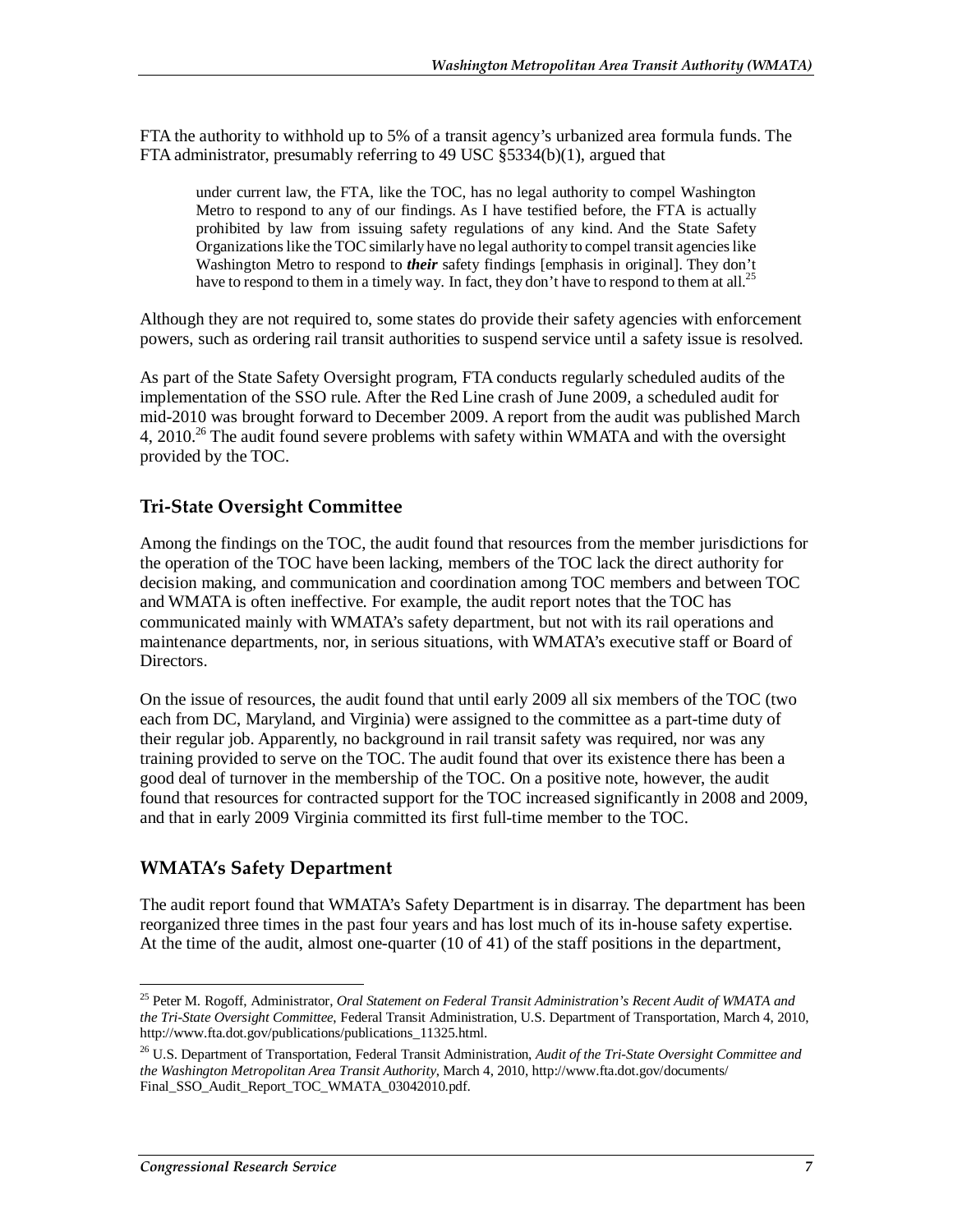FTA the authority to withhold up to 5% of a transit agency's urbanized area formula funds. The FTA administrator, presumably referring to 49 USC §5334(b)(1), argued that

> under current law, the FTA, like the TOC, has no legal authority to compel Washington Metro to respond to any of our findings. As I have testified before, the FTA is actually prohibited by law from issuing safety regulations of any kind. And the State Safety Organizations like the TOC similarly have no legal authority to compel transit agencies like Washington Metro to respond to ***their*** safety findings [emphasis in original]. They don't have to respond to them in a timely way. In fact, they don't have to respond to them at all.[25]

Although they are not required to, some states do provide their safety agencies with enforcement powers, such as ordering rail transit authorities to suspend service until a safety issue is resolved.

As part of the State Safety Oversight program, FTA conducts regularly scheduled audits of the implementation of the SSO rule. After the Red Line crash of June 2009, a scheduled audit for mid-2010 was brought forward to December 2009. A report from the audit was published March 4, 2010.[26] The audit found severe problems with safety within WMATA and with the oversight provided by the TOC.

## Tri-State Oversight Committee

Among the findings on the TOC, the audit found that resources from the member jurisdictions for the operation of the TOC have been lacking, members of the TOC lack the direct authority for decision making, and communication and coordination among TOC members and between TOC and WMATA is often ineffective. For example, the audit report notes that the TOC has communicated mainly with WMATA's safety department, but not with its rail operations and maintenance departments, nor, in serious situations, with WMATA's executive staff or Board of Directors.

On the issue of resources, the audit found that until early 2009 all six members of the TOC (two each from DC, Maryland, and Virginia) were assigned to the committee as a part-time duty of their regular job. Apparently, no background in rail transit safety was required, nor was any training provided to serve on the TOC. The audit found that over its existence there has been a good deal of turnover in the membership of the TOC. On a positive note, however, the audit found that resources for contracted support for the TOC increased significantly in 2008 and 2009, and that in early 2009 Virginia committed its first full-time member to the TOC.

## WMATA's Safety Department

The audit report found that WMATA's Safety Department is in disarray. The department has been reorganized three times in the past four years and has lost much of its in-house safety expertise. At the time of the audit, almost one-quarter (10 of 41) of the staff positions in the department,

---

[25] Peter M. Rogoff, Administrator, *Oral Statement on Federal Transit Administration's Recent Audit of WMATA and the Tri-State Oversight Committee*, Federal Transit Administration, U.S. Department of Transportation, March 4, 2010, http://www.fta.dot.gov/publications/publications_11325.html.

[26] U.S. Department of Transportation, Federal Transit Administration, *Audit of the Tri-State Oversight Committee and the Washington Metropolitan Area Transit Authority*, March 4, 2010, http://www.fta.dot.gov/documents/Final_SSO_Audit_Report_TOC_WMATA_03042010.pdf.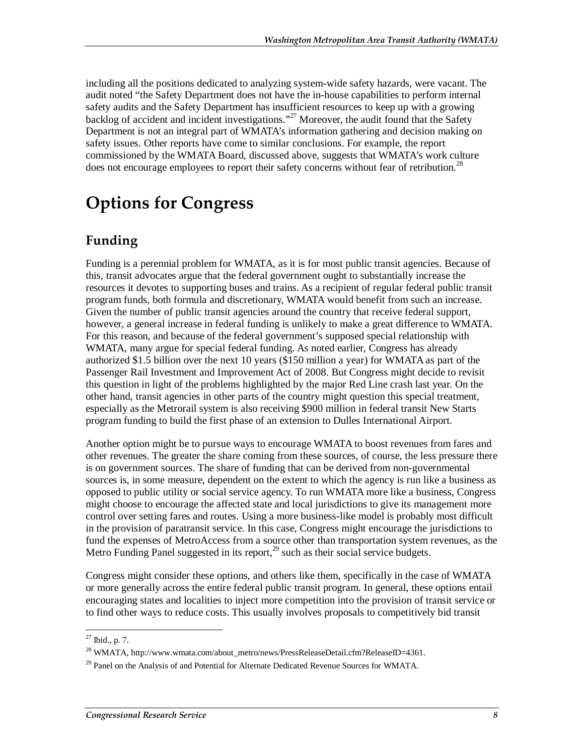including all the positions dedicated to analyzing system-wide safety hazards, were vacant. The audit noted "the Safety Department does not have the in-house capabilities to perform internal safety audits and the Safety Department has insufficient resources to keep up with a growing backlog of accident and incident investigations."[27] Moreover, the audit found that the Safety Department is not an integral part of WMATA's information gathering and decision making on safety issues. Other reports have come to similar conclusions. For example, the report commissioned by the WMATA Board, discussed above, suggests that WMATA's work culture does not encourage employees to report their safety concerns without fear of retribution.[28]

# Options for Congress

## Funding

Funding is a perennial problem for WMATA, as it is for most public transit agencies. Because of this, transit advocates argue that the federal government ought to substantially increase the resources it devotes to supporting buses and trains. As a recipient of regular federal public transit program funds, both formula and discretionary, WMATA would benefit from such an increase. Given the number of public transit agencies around the country that receive federal support, however, a general increase in federal funding is unlikely to make a great difference to WMATA. For this reason, and because of the federal government's supposed special relationship with WMATA, many argue for special federal funding. As noted earlier, Congress has already authorized $1.5 billion over the next 10 years ($150 million a year) for WMATA as part of the Passenger Rail Investment and Improvement Act of 2008. But Congress might decide to revisit this question in light of the problems highlighted by the major Red Line crash last year. On the other hand, transit agencies in other parts of the country might question this special treatment, especially as the Metrorail system is also receiving $900 million in federal transit New Starts program funding to build the first phase of an extension to Dulles International Airport.

Another option might be to pursue ways to encourage WMATA to boost revenues from fares and other revenues. The greater the share coming from these sources, of course, the less pressure there is on government sources. The share of funding that can be derived from non-governmental sources is, in some measure, dependent on the extent to which the agency is run like a business as opposed to public utility or social service agency. To run WMATA more like a business, Congress might choose to encourage the affected state and local jurisdictions to give its management more control over setting fares and routes. Using a more business-like model is probably most difficult in the provision of paratransit service. In this case, Congress might encourage the jurisdictions to fund the expenses of MetroAccess from a source other than transportation system revenues, as the Metro Funding Panel suggested in its report,[29] such as their social service budgets.

Congress might consider these options, and others like them, specifically in the case of WMATA or more generally across the entire federal public transit program. In general, these options entail encouraging states and localities to inject more competition into the provision of transit service or to find other ways to reduce costs. This usually involves proposals to competitively bid transit

[27] Ibid., p. 7.

[28] WMATA, http://www.wmata.com/about_metro/news/PressReleaseDetail.cfm?ReleaseID=4361.

[29] Panel on the Analysis of and Potential for Alternate Dedicated Revenue Sources for WMATA.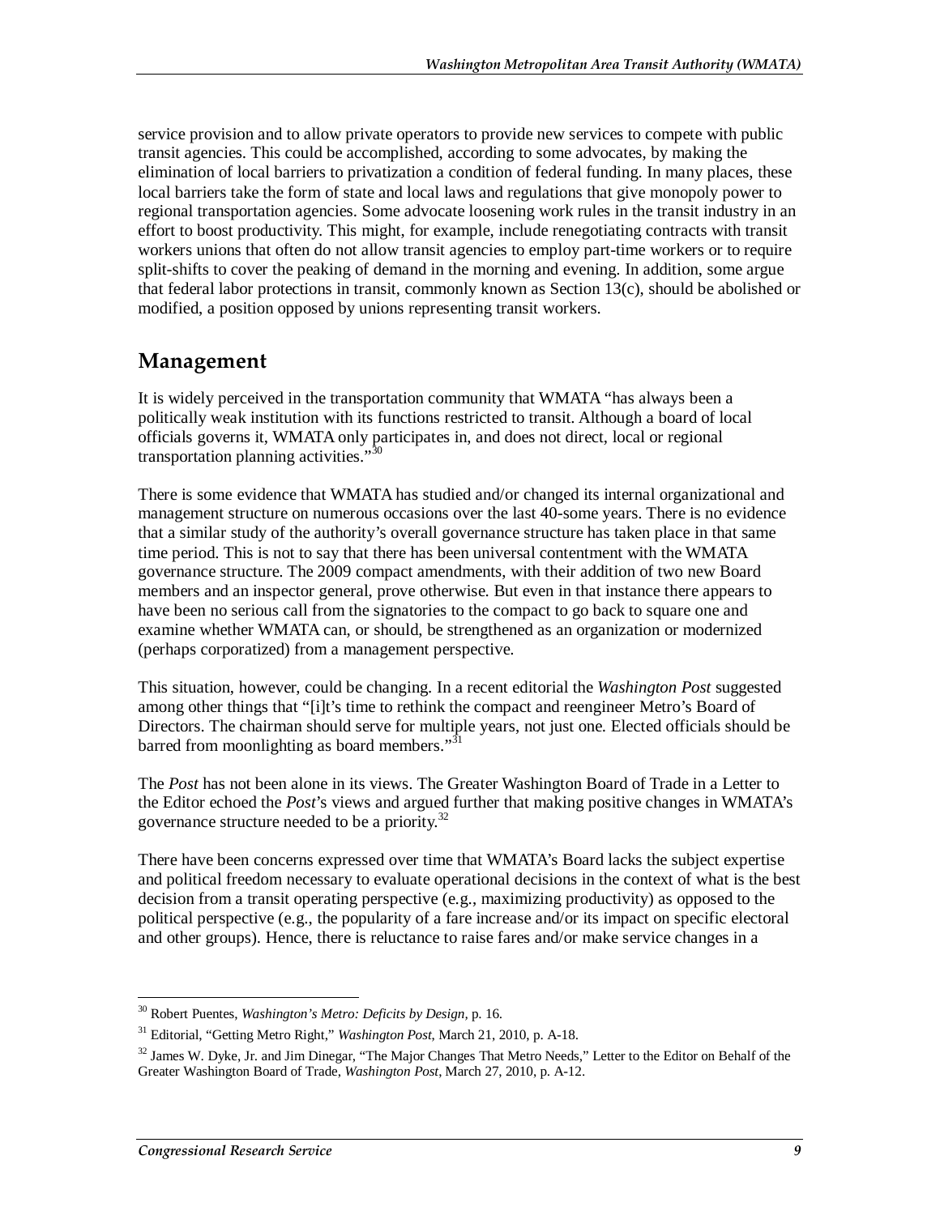service provision and to allow private operators to provide new services to compete with public transit agencies. This could be accomplished, according to some advocates, by making the elimination of local barriers to privatization a condition of federal funding. In many places, these local barriers take the form of state and local laws and regulations that give monopoly power to regional transportation agencies. Some advocate loosening work rules in the transit industry in an effort to boost productivity. This might, for example, include renegotiating contracts with transit workers unions that often do not allow transit agencies to employ part-time workers or to require split-shifts to cover the peaking of demand in the morning and evening. In addition, some argue that federal labor protections in transit, commonly known as Section 13(c), should be abolished or modified, a position opposed by unions representing transit workers.

## Management

It is widely perceived in the transportation community that WMATA "has always been a politically weak institution with its functions restricted to transit. Although a board of local officials governs it, WMATA only participates in, and does not direct, local or regional transportation planning activities."[30]

There is some evidence that WMATA has studied and/or changed its internal organizational and management structure on numerous occasions over the last 40-some years. There is no evidence that a similar study of the authority's overall governance structure has taken place in that same time period. This is not to say that there has been universal contentment with the WMATA governance structure. The 2009 compact amendments, with their addition of two new Board members and an inspector general, prove otherwise. But even in that instance there appears to have been no serious call from the signatories to the compact to go back to square one and examine whether WMATA can, or should, be strengthened as an organization or modernized (perhaps corporatized) from a management perspective.

This situation, however, could be changing. In a recent editorial the *Washington Post* suggested among other things that "[i]t's time to rethink the compact and reengineer Metro's Board of Directors. The chairman should serve for multiple years, not just one. Elected officials should be barred from moonlighting as board members."[31]

The *Post* has not been alone in its views. The Greater Washington Board of Trade in a Letter to the Editor echoed the *Post*'s views and argued further that making positive changes in WMATA's governance structure needed to be a priority.[32]

There have been concerns expressed over time that WMATA's Board lacks the subject expertise and political freedom necessary to evaluate operational decisions in the context of what is the best decision from a transit operating perspective (e.g., maximizing productivity) as opposed to the political perspective (e.g., the popularity of a fare increase and/or its impact on specific electoral and other groups). Hence, there is reluctance to raise fares and/or make service changes in a

---

[30] Robert Puentes, *Washington's Metro: Deficits by Design*, p. 16.

[31] Editorial, "Getting Metro Right," *Washington Post*, March 21, 2010, p. A-18.

[32] James W. Dyke, Jr. and Jim Dinegar, "The Major Changes That Metro Needs," Letter to the Editor on Behalf of the Greater Washington Board of Trade, *Washington Post*, March 27, 2010, p. A-12.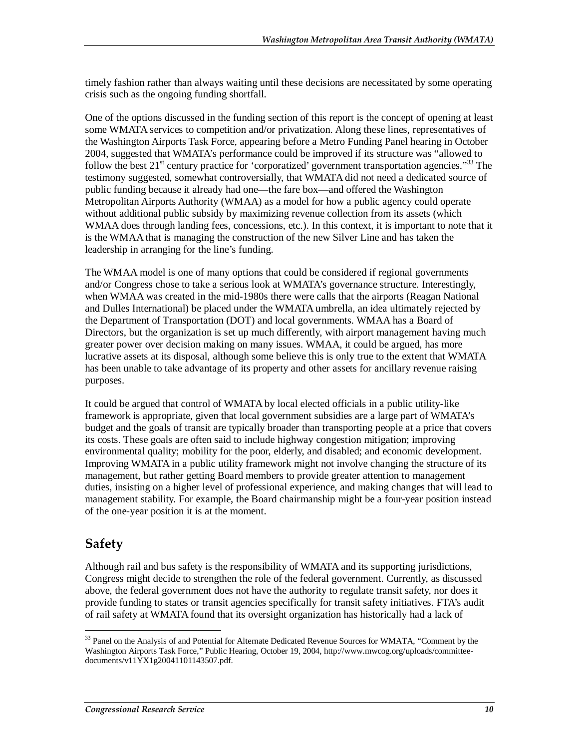timely fashion rather than always waiting until these decisions are necessitated by some operating crisis such as the ongoing funding shortfall.

One of the options discussed in the funding section of this report is the concept of opening at least some WMATA services to competition and/or privatization. Along these lines, representatives of the Washington Airports Task Force, appearing before a Metro Funding Panel hearing in October 2004, suggested that WMATA's performance could be improved if its structure was "allowed to follow the best 21st century practice for 'corporatized' government transportation agencies."[33] The testimony suggested, somewhat controversially, that WMATA did not need a dedicated source of public funding because it already had one—the fare box—and offered the Washington Metropolitan Airports Authority (WMAA) as a model for how a public agency could operate without additional public subsidy by maximizing revenue collection from its assets (which WMAA does through landing fees, concessions, etc.). In this context, it is important to note that it is the WMAA that is managing the construction of the new Silver Line and has taken the leadership in arranging for the line's funding.

The WMAA model is one of many options that could be considered if regional governments and/or Congress chose to take a serious look at WMATA's governance structure. Interestingly, when WMAA was created in the mid-1980s there were calls that the airports (Reagan National and Dulles International) be placed under the WMATA umbrella, an idea ultimately rejected by the Department of Transportation (DOT) and local governments. WMAA has a Board of Directors, but the organization is set up much differently, with airport management having much greater power over decision making on many issues. WMAA, it could be argued, has more lucrative assets at its disposal, although some believe this is only true to the extent that WMATA has been unable to take advantage of its property and other assets for ancillary revenue raising purposes.

It could be argued that control of WMATA by local elected officials in a public utility-like framework is appropriate, given that local government subsidies are a large part of WMATA's budget and the goals of transit are typically broader than transporting people at a price that covers its costs. These goals are often said to include highway congestion mitigation; improving environmental quality; mobility for the poor, elderly, and disabled; and economic development. Improving WMATA in a public utility framework might not involve changing the structure of its management, but rather getting Board members to provide greater attention to management duties, insisting on a higher level of professional experience, and making changes that will lead to management stability. For example, the Board chairmanship might be a four-year position instead of the one-year position it is at the moment.

## Safety

Although rail and bus safety is the responsibility of WMATA and its supporting jurisdictions, Congress might decide to strengthen the role of the federal government. Currently, as discussed above, the federal government does not have the authority to regulate transit safety, nor does it provide funding to states or transit agencies specifically for transit safety initiatives. FTA's audit of rail safety at WMATA found that its oversight organization has historically had a lack of

---

[33] Panel on the Analysis of and Potential for Alternate Dedicated Revenue Sources for WMATA, "Comment by the Washington Airports Task Force," Public Hearing, October 19, 2004, http://www.mwcog.org/uploads/committee-documents/v11YX1g20041101143507.pdf.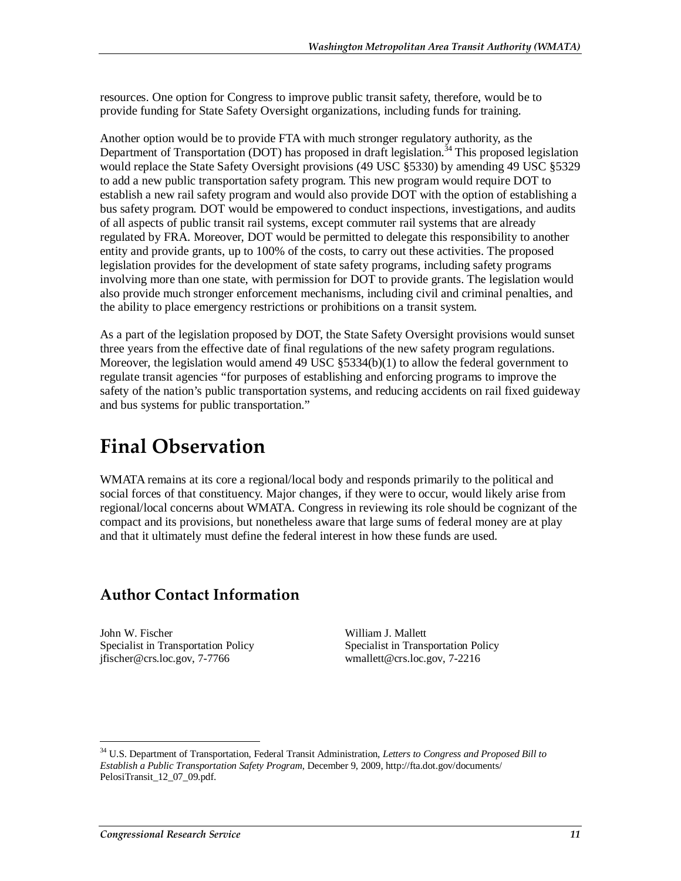resources. One option for Congress to improve public transit safety, therefore, would be to provide funding for State Safety Oversight organizations, including funds for training.

Another option would be to provide FTA with much stronger regulatory authority, as the Department of Transportation (DOT) has proposed in draft legislation.[34] This proposed legislation would replace the State Safety Oversight provisions (49 USC §5330) by amending 49 USC §5329 to add a new public transportation safety program. This new program would require DOT to establish a new rail safety program and would also provide DOT with the option of establishing a bus safety program. DOT would be empowered to conduct inspections, investigations, and audits of all aspects of public transit rail systems, except commuter rail systems that are already regulated by FRA. Moreover, DOT would be permitted to delegate this responsibility to another entity and provide grants, up to 100% of the costs, to carry out these activities. The proposed legislation provides for the development of state safety programs, including safety programs involving more than one state, with permission for DOT to provide grants. The legislation would also provide much stronger enforcement mechanisms, including civil and criminal penalties, and the ability to place emergency restrictions or prohibitions on a transit system.

As a part of the legislation proposed by DOT, the State Safety Oversight provisions would sunset three years from the effective date of final regulations of the new safety program regulations. Moreover, the legislation would amend 49 USC §5334(b)(1) to allow the federal government to regulate transit agencies "for purposes of establishing and enforcing programs to improve the safety of the nation's public transportation systems, and reducing accidents on rail fixed guideway and bus systems for public transportation."

# Final Observation

WMATA remains at its core a regional/local body and responds primarily to the political and social forces of that constituency. Major changes, if they were to occur, would likely arise from regional/local concerns about WMATA. Congress in reviewing its role should be cognizant of the compact and its provisions, but nonetheless aware that large sums of federal money are at play and that it ultimately must define the federal interest in how these funds are used.

## Author Contact Information

John W. Fischer
Specialist in Transportation Policy
jfischer@crs.loc.gov, 7-7766

William J. Mallett
Specialist in Transportation Policy
wmallett@crs.loc.gov, 7-2216

---

[34] U.S. Department of Transportation, Federal Transit Administration, *Letters to Congress and Proposed Bill to Establish a Public Transportation Safety Program*, December 9, 2009, http://fta.dot.gov/documents/PelosiTransit_12_07_09.pdf.